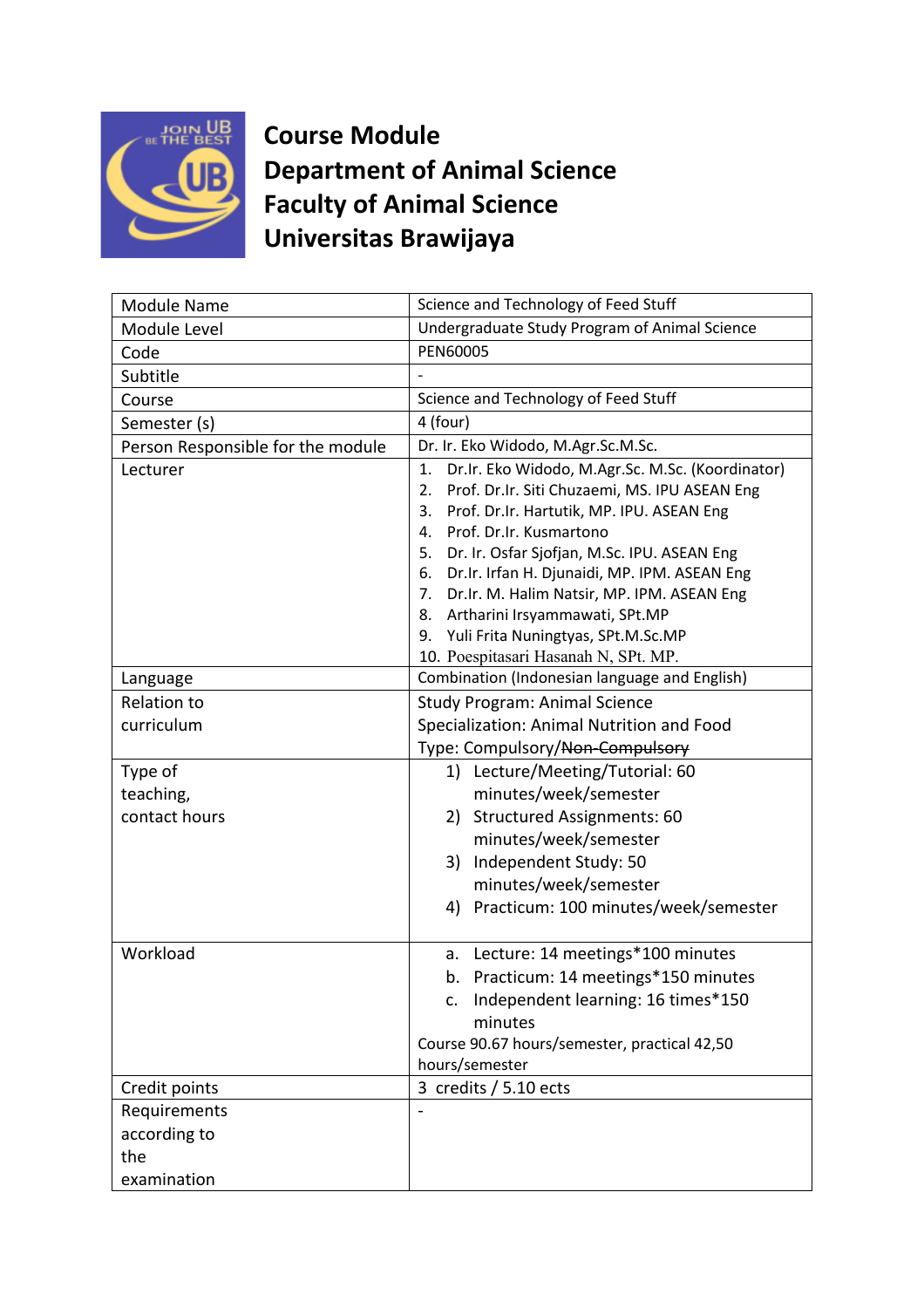# Course Module
# Department of Animal Science
# Faculty of Animal Science
# Universitas Brawijaya

| | |
|---|---|
| Module Name | Science and Technology of Feed Stuff |
| Module Level | Undergraduate Study Program of Animal Science |
| Code | PEN60005 |
| Subtitle | - |
| Course | Science and Technology of Feed Stuff |
| Semester (s) | 4 (four) |
| Person Responsible for the module | Dr. Ir. Eko Widodo, M.Agr.Sc.M.Sc. |
| Lecturer | 1. Dr.Ir. Eko Widodo, M.Agr.Sc. M.Sc. (Koordinator)<br>2. Prof. Dr.Ir. Siti Chuzaemi, MS. IPU ASEAN Eng<br>3. Prof. Dr.Ir. Hartutik, MP. IPU. ASEAN Eng<br>4. Prof. Dr.Ir. Kusmartono<br>5. Dr. Ir. Osfar Sjofjan, M.Sc. IPU. ASEAN Eng<br>6. Dr.Ir. Irfan H. Djunaidi, MP. IPM. ASEAN Eng<br>7. Dr.Ir. M. Halim Natsir, MP. IPM. ASEAN Eng<br>8. Artharini Irsyammawati, SPt.MP<br>9. Yuli Frita Nuningtyas, SPt.M.Sc.MP<br>10. Poespitasari Hasanah N, SPt. MP. |
| Language | Combination (Indonesian language and English) |
| Relation to curriculum | Study Program: Animal Science<br>Specialization: Animal Nutrition and Food<br>Type: Compulsory/~~Non-Compulsory~~ |
| Type of teaching, contact hours | 1) Lecture/Meeting/Tutorial: 60 minutes/week/semester<br>2) Structured Assignments: 60 minutes/week/semester<br>3) Independent Study: 50 minutes/week/semester<br>4) Practicum: 100 minutes/week/semester |
| Workload | a. Lecture: 14 meetings*100 minutes<br>b. Practicum: 14 meetings*150 minutes<br>c. Independent learning: 16 times*150 minutes<br>Course 90.67 hours/semester, practical 42,50 hours/semester |
| Credit points | 3 credits / 5.10 ects |
| Requirements according to the examination | - |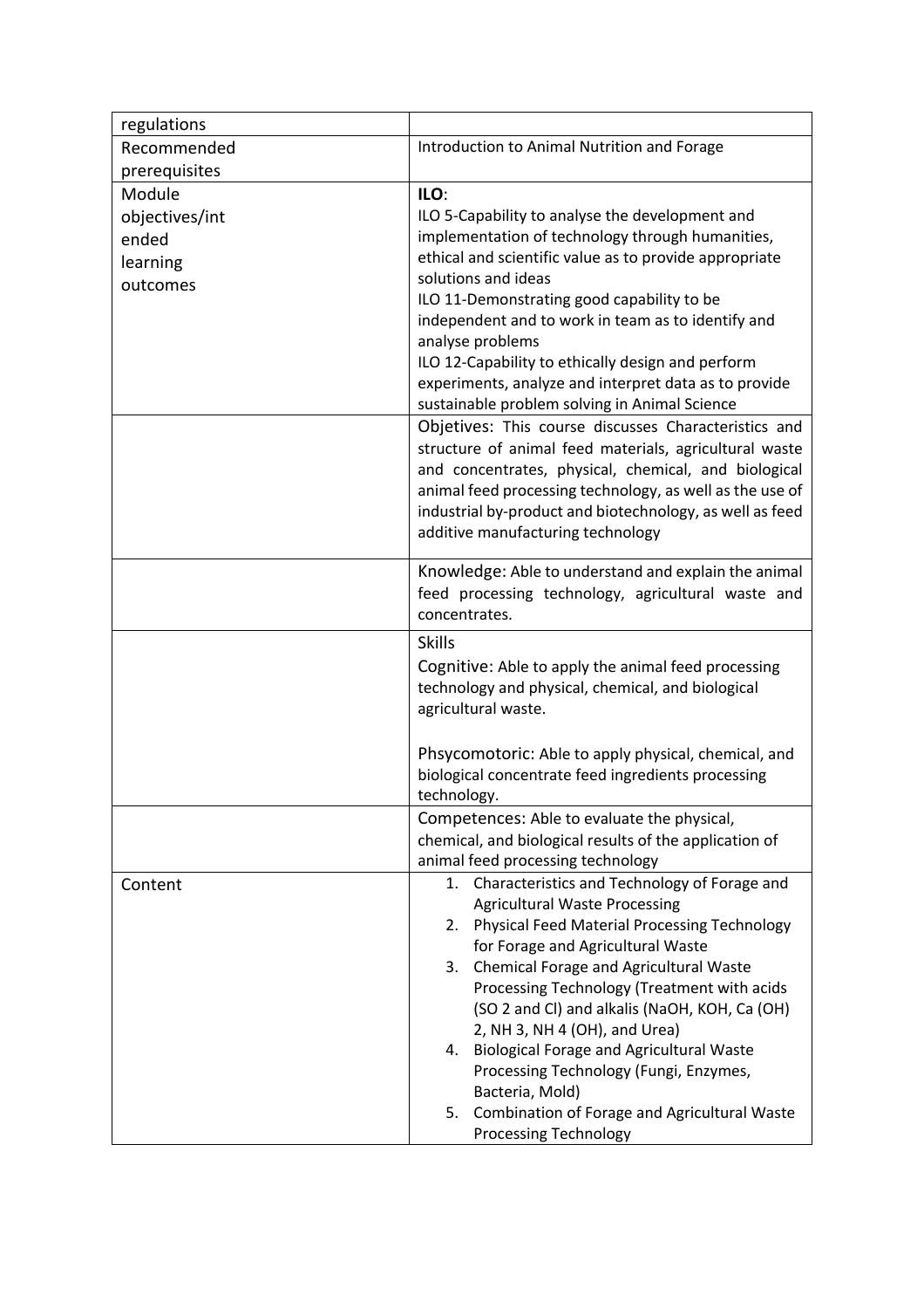| regulations | |
|---|---|
| Recommended prerequisites | Introduction to Animal Nutrition and Forage |
| Module objectives/intended learning outcomes | **ILO**:<br>ILO 5-Capability to analyse the development and implementation of technology through humanities, ethical and scientific value as to provide appropriate solutions and ideas<br>ILO 11-Demonstrating good capability to be independent and to work in team as to identify and analyse problems<br>ILO 12-Capability to ethically design and perform experiments, analyze and interpret data as to provide sustainable problem solving in Animal Science |
| | Objetives: This course discusses Characteristics and structure of animal feed materials, agricultural waste and concentrates, physical, chemical, and biological animal feed processing technology, as well as the use of industrial by-product and biotechnology, as well as feed additive manufacturing technology |
| | Knowledge: Able to understand and explain the animal feed processing technology, agricultural waste and concentrates. |
| | Skills<br>Cognitive: Able to apply the animal feed processing technology and physical, chemical, and biological agricultural waste.<br><br>Phsycomotoric: Able to apply physical, chemical, and biological concentrate feed ingredients processing technology. |
| | Competences: Able to evaluate the physical, chemical, and biological results of the application of animal feed processing technology |
| Content | 1. Characteristics and Technology of Forage and Agricultural Waste Processing<br>2. Physical Feed Material Processing Technology for Forage and Agricultural Waste<br>3. Chemical Forage and Agricultural Waste Processing Technology (Treatment with acids ($SO_2$ and Cl) and alkalis (NaOH, KOH, $Ca(OH)_2$, $NH_3$, $NH_4(OH)$, and Urea)<br>4. Biological Forage and Agricultural Waste Processing Technology (Fungi, Enzymes, Bacteria, Mold)<br>5. Combination of Forage and Agricultural Waste Processing Technology |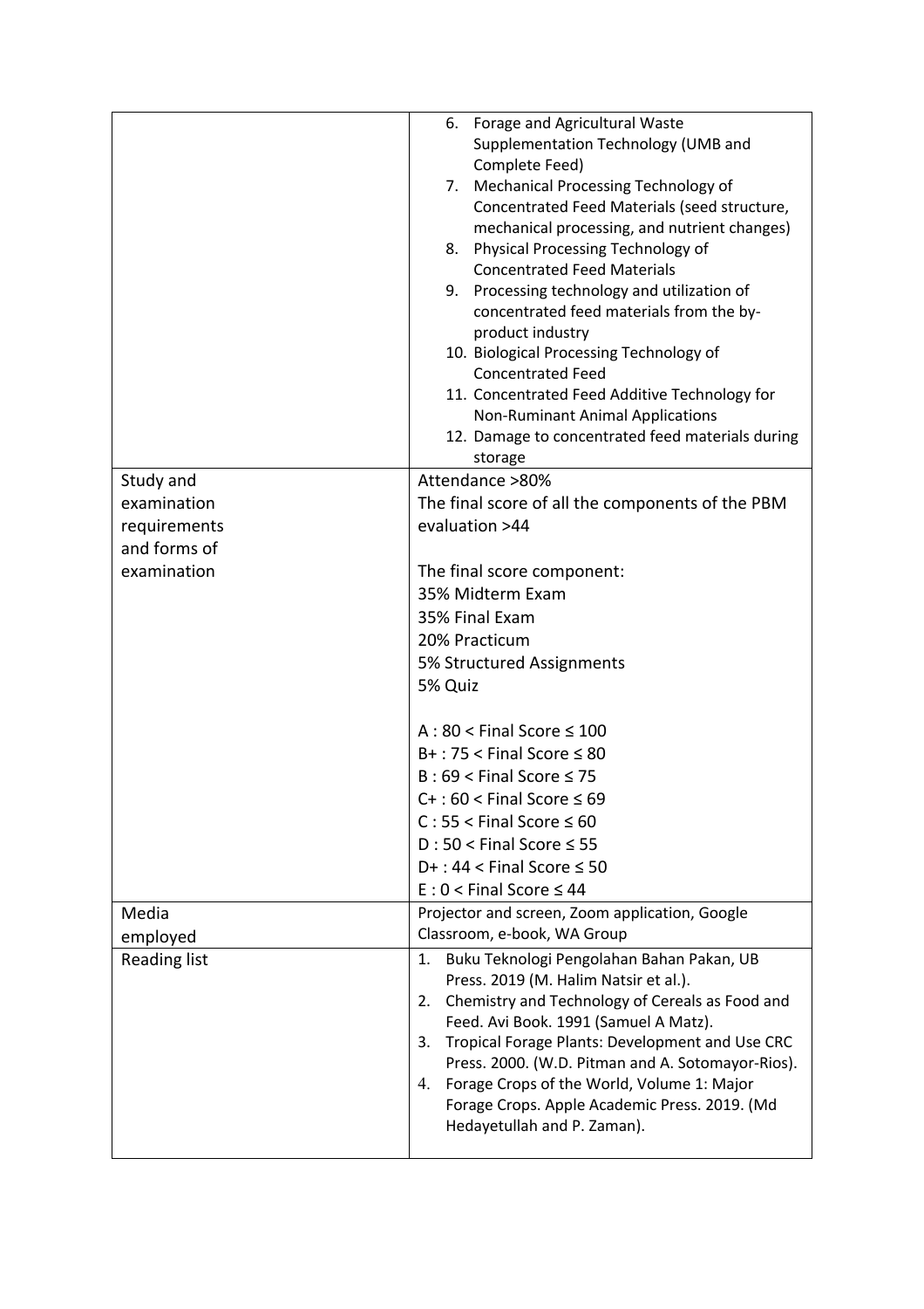| | |
|---|---|
| | 6. Forage and Agricultural Waste Supplementation Technology (UMB and Complete Feed)<br>7. Mechanical Processing Technology of Concentrated Feed Materials (seed structure, mechanical processing, and nutrient changes)<br>8. Physical Processing Technology of Concentrated Feed Materials<br>9. Processing technology and utilization of concentrated feed materials from the by-product industry<br>10. Biological Processing Technology of Concentrated Feed<br>11. Concentrated Feed Additive Technology for Non-Ruminant Animal Applications<br>12. Damage to concentrated feed materials during storage |
| Study and examination requirements and forms of examination | Attendance >80%<br>The final score of all the components of the PBM evaluation >44<br><br>The final score component:<br>35% Midterm Exam<br>35% Final Exam<br>20% Practicum<br>5% Structured Assignments<br>5% Quiz<br><br>A : 80 < Final Score ≤ 100<br>B+ : 75 < Final Score ≤ 80<br>B : 69 < Final Score ≤ 75<br>C+ : 60 < Final Score ≤ 69<br>C : 55 < Final Score ≤ 60<br>D : 50 < Final Score ≤ 55<br>D+ : 44 < Final Score ≤ 50<br>E : 0 < Final Score ≤ 44 |
| Media employed | Projector and screen, Zoom application, Google Classroom, e-book, WA Group |
| Reading list | 1. Buku Teknologi Pengolahan Bahan Pakan, UB Press. 2019 (M. Halim Natsir et al.).<br>2. Chemistry and Technology of Cereals as Food and Feed. Avi Book. 1991 (Samuel A Matz).<br>3. Tropical Forage Plants: Development and Use CRC Press. 2000. (W.D. Pitman and A. Sotomayor-Rios).<br>4. Forage Crops of the World, Volume 1: Major Forage Crops. Apple Academic Press. 2019. (Md Hedayetullah and P. Zaman). |